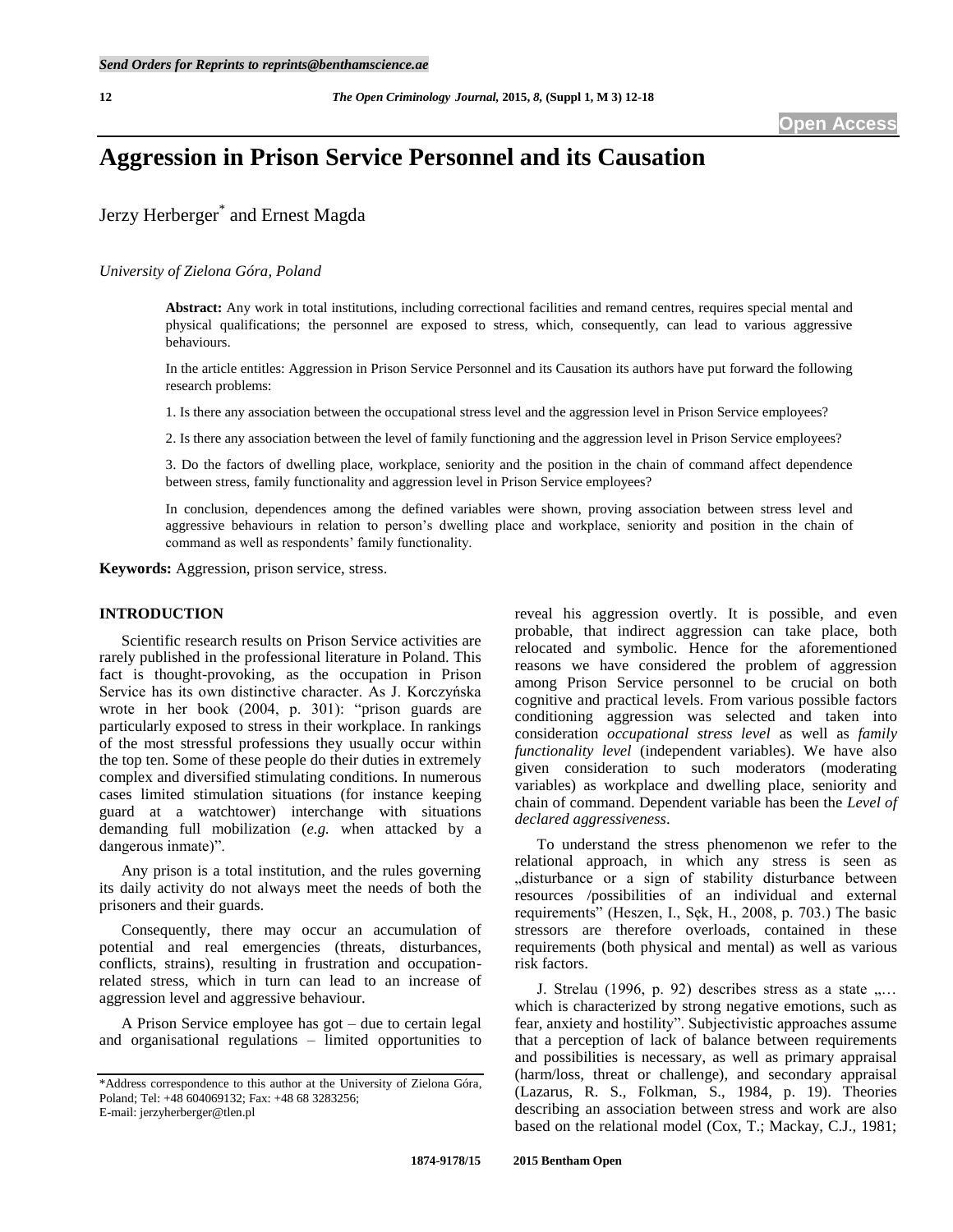# Aggression in Prison Service Personnel and its Causation

Jerzy Herberger* and Ernest Magda

*University of Zielona Góra, Poland*

**Abstract:** Any work in total institutions, including correctional facilities and remand centres, requires special mental and physical qualifications; the personnel are exposed to stress, which, consequently, can lead to various aggressive behaviours.

In the article entitles: Aggression in Prison Service Personnel and its Causation its authors have put forward the following research problems:

1. Is there any association between the occupational stress level and the aggression level in Prison Service employees?

2. Is there any association between the level of family functioning and the aggression level in Prison Service employees?

3. Do the factors of dwelling place, workplace, seniority and the position in the chain of command affect dependence between stress, family functionality and aggression level in Prison Service employees?

In conclusion, dependences among the defined variables were shown, proving association between stress level and aggressive behaviours in relation to person's dwelling place and workplace, seniority and position in the chain of command as well as respondents' family functionality.

**Keywords:** Aggression, prison service, stress.

## INTRODUCTION

Scientific research results on Prison Service activities are rarely published in the professional literature in Poland. This fact is thought-provoking, as the occupation in Prison Service has its own distinctive character. As J. Korczyńska wrote in her book (2004, p. 301): "prison guards are particularly exposed to stress in their workplace. In rankings of the most stressful professions they usually occur within the top ten. Some of these people do their duties in extremely complex and diversified stimulating conditions. In numerous cases limited stimulation situations (for instance keeping guard at a watchtower) interchange with situations demanding full mobilization (*e.g.* when attacked by a dangerous inmate)".

Any prison is a total institution, and the rules governing its daily activity do not always meet the needs of both the prisoners and their guards.

Consequently, there may occur an accumulation of potential and real emergencies (threats, disturbances, conflicts, strains), resulting in frustration and occupation-related stress, which in turn can lead to an increase of aggression level and aggressive behaviour.

A Prison Service employee has got – due to certain legal and organisational regulations – limited opportunities to reveal his aggression overtly. It is possible, and even probable, that indirect aggression can take place, both relocated and symbolic. Hence for the aforementioned reasons we have considered the problem of aggression among Prison Service personnel to be crucial on both cognitive and practical levels. From various possible factors conditioning aggression was selected and taken into consideration *occupational stress level* as well as *family functionality level* (independent variables). We have also given consideration to such moderators (moderating variables) as workplace and dwelling place, seniority and chain of command. Dependent variable has been the *Level of declared aggressiveness*.

To understand the stress phenomenon we refer to the relational approach, in which any stress is seen as „disturbance or a sign of stability disturbance between resources /possibilities of an individual and external requirements" (Heszen, I., Sęk, H., 2008, p. 703.) The basic stressors are therefore overloads, contained in these requirements (both physical and mental) as well as various risk factors.

J. Strelau (1996, p. 92) describes stress as a state „… which is characterized by strong negative emotions, such as fear, anxiety and hostility". Subjectivistic approaches assume that a perception of lack of balance between requirements and possibilities is necessary, as well as primary appraisal (harm/loss, threat or challenge), and secondary appraisal (Lazarus, R. S., Folkman, S., 1984, p. 19). Theories describing an association between stress and work are also based on the relational model (Cox, T.; Mackay, C.J., 1981;

\*Address correspondence to this author at the University of Zielona Góra, Poland; Tel: +48 604069132; Fax: +48 68 3283256; E-mail: jerzyherberger@tlen.pl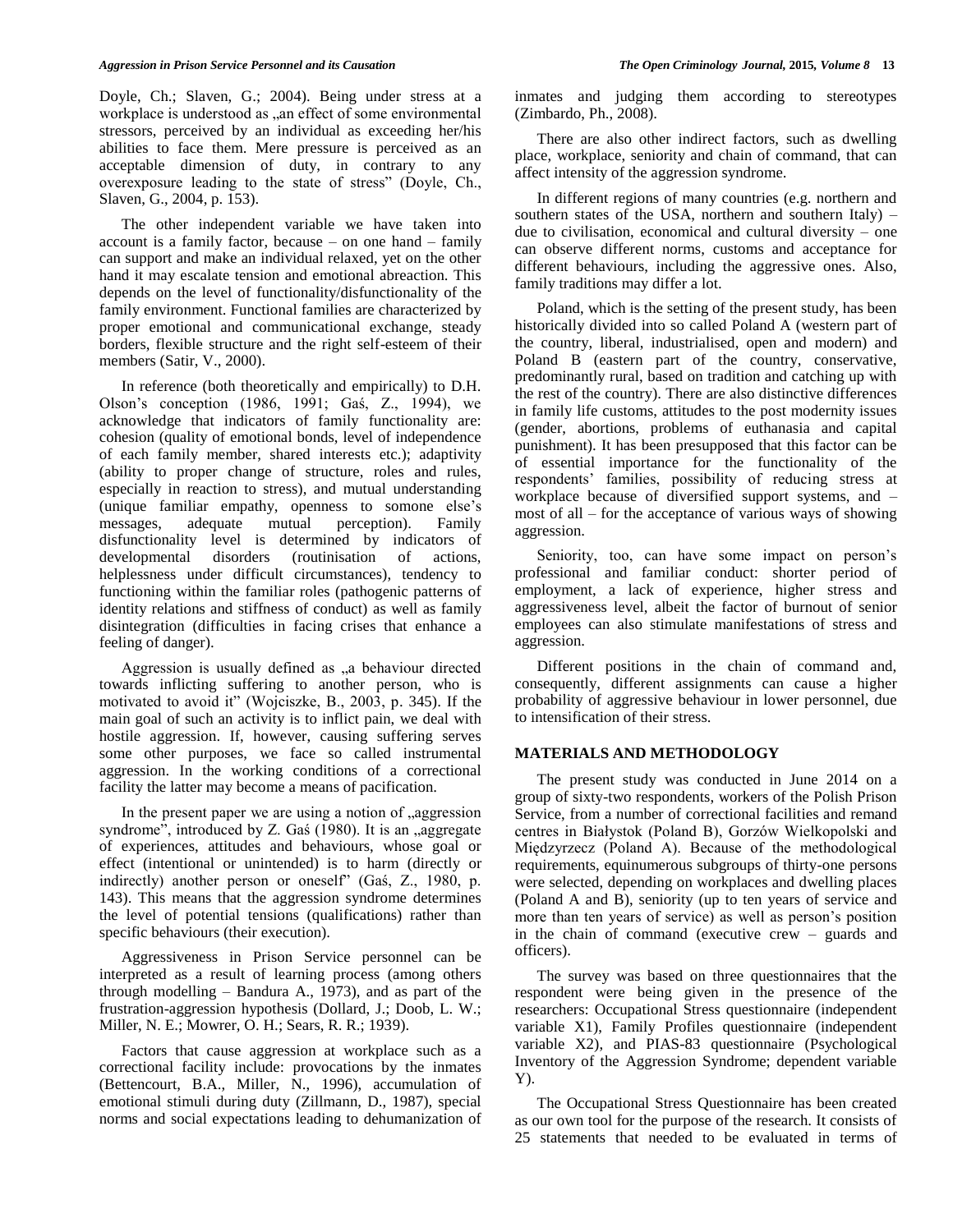Doyle, Ch.; Slaven, G.; 2004). Being under stress at a workplace is understood as „an effect of some environmental stressors, perceived by an individual as exceeding her/his abilities to face them. Mere pressure is perceived as an acceptable dimension of duty, in contrary to any overexposure leading to the state of stress" (Doyle, Ch., Slaven, G., 2004, p. 153).

The other independent variable we have taken into account is a family factor, because – on one hand – family can support and make an individual relaxed, yet on the other hand it may escalate tension and emotional abreaction. This depends on the level of functionality/disfunctionality of the family environment. Functional families are characterized by proper emotional and communicational exchange, steady borders, flexible structure and the right self-esteem of their members (Satir, V., 2000).

In reference (both theoretically and empirically) to D.H. Olson's conception (1986, 1991; Gaś, Z., 1994), we acknowledge that indicators of family functionality are: cohesion (quality of emotional bonds, level of independence of each family member, shared interests etc.); adaptivity (ability to proper change of structure, roles and rules, especially in reaction to stress), and mutual understanding (unique familiar empathy, openness to somone else's messages, adequate mutual perception). Family disfunctionality level is determined by indicators of developmental disorders (routinisation of actions, helplessness under difficult circumstances), tendency to functioning within the familiar roles (pathogenic patterns of identity relations and stiffness of conduct) as well as family disintegration (difficulties in facing crises that enhance a feeling of danger).

Aggression is usually defined as „a behaviour directed towards inflicting suffering to another person, who is motivated to avoid it" (Wojciszke, B., 2003, p. 345). If the main goal of such an activity is to inflict pain, we deal with hostile aggression. If, however, causing suffering serves some other purposes, we face so called instrumental aggression. In the working conditions of a correctional facility the latter may become a means of pacification.

In the present paper we are using a notion of „aggression syndrome", introduced by Z. Gaś (1980). It is an „aggregate of experiences, attitudes and behaviours, whose goal or effect (intentional or unintended) is to harm (directly or indirectly) another person or oneself" (Gaś, Z., 1980, p. 143). This means that the aggression syndrome determines the level of potential tensions (qualifications) rather than specific behaviours (their execution).

Aggressiveness in Prison Service personnel can be interpreted as a result of learning process (among others through modelling – Bandura A., 1973), and as part of the frustration-aggression hypothesis (Dollard, J.; Doob, L. W.; Miller, N. E.; Mowrer, O. H.; Sears, R. R.; 1939).

Factors that cause aggression at workplace such as a correctional facility include: provocations by the inmates (Bettencourt, B.A., Miller, N., 1996), accumulation of emotional stimuli during duty (Zillmann, D., 1987), special norms and social expectations leading to dehumanization of inmates and judging them according to stereotypes (Zimbardo, Ph., 2008).

There are also other indirect factors, such as dwelling place, workplace, seniority and chain of command, that can affect intensity of the aggression syndrome.

In different regions of many countries (e.g. northern and southern states of the USA, northern and southern Italy) – due to civilisation, economical and cultural diversity – one can observe different norms, customs and acceptance for different behaviours, including the aggressive ones. Also, family traditions may differ a lot.

Poland, which is the setting of the present study, has been historically divided into so called Poland A (western part of the country, liberal, industrialised, open and modern) and Poland B (eastern part of the country, conservative, predominantly rural, based on tradition and catching up with the rest of the country). There are also distinctive differences in family life customs, attitudes to the post modernity issues (gender, abortions, problems of euthanasia and capital punishment). It has been presupposed that this factor can be of essential importance for the functionality of the respondents' families, possibility of reducing stress at workplace because of diversified support systems, and – most of all – for the acceptance of various ways of showing aggression.

Seniority, too, can have some impact on person's professional and familiar conduct: shorter period of employment, a lack of experience, higher stress and aggressiveness level, albeit the factor of burnout of senior employees can also stimulate manifestations of stress and aggression.

Different positions in the chain of command and, consequently, different assignments can cause a higher probability of aggressive behaviour in lower personnel, due to intensification of their stress.

## MATERIALS AND METHODOLOGY

The present study was conducted in June 2014 on a group of sixty-two respondents, workers of the Polish Prison Service, from a number of correctional facilities and remand centres in Białystok (Poland B), Gorzów Wielkopolski and Międzyrzecz (Poland A). Because of the methodological requirements, equinumerous subgroups of thirty-one persons were selected, depending on workplaces and dwelling places (Poland A and B), seniority (up to ten years of service and more than ten years of service) as well as person's position in the chain of command (executive crew – guards and officers).

The survey was based on three questionnaires that the respondent were being given in the presence of the researchers: Occupational Stress questionnaire (independent variable X1), Family Profiles questionnaire (independent variable X2), and PIAS-83 questionnaire (Psychological Inventory of the Aggression Syndrome; dependent variable Y).

The Occupational Stress Questionnaire has been created as our own tool for the purpose of the research. It consists of 25 statements that needed to be evaluated in terms of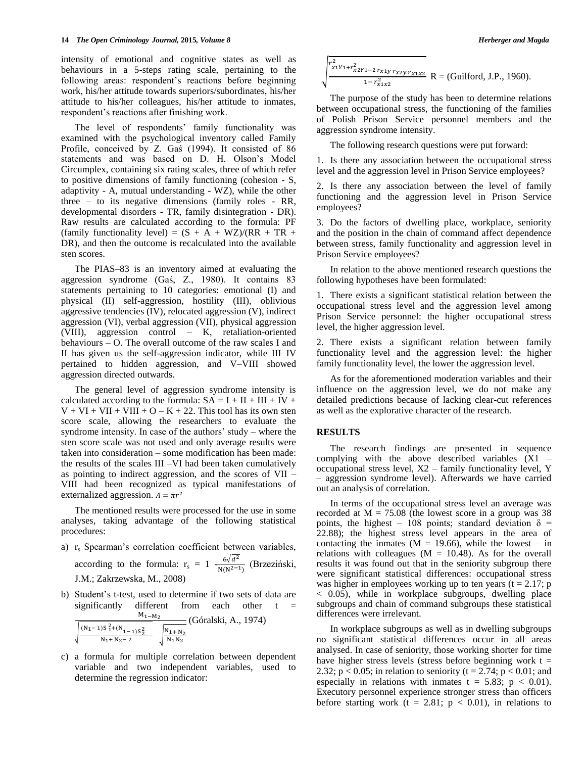intensity of emotional and cognitive states as well as behaviours in a 5-steps rating scale, pertaining to the following areas: respondent's reactions before beginning work, his/her attitude towards superiors/subordinates, his/her attitude to his/her colleagues, his/her attitude to inmates, respondent's reactions after finishing work.

The level of respondents' family functionality was examined with the psychological inventory called Family Profile, conceived by Z. Gaś (1994). It consisted of 86 statements and was based on D. H. Olson's Model Circumplex, containing six rating scales, three of which refer to positive dimensions of family functioning (cohesion - S, adaptivity - A, mutual understanding - WZ), while the other three – to its negative dimensions (family roles - RR, developmental disorders - TR, family disintegration - DR). Raw results are calculated according to the formula: PF (family functionality level) = (S + A + WZ)/(RR + TR + DR), and then the outcome is recalculated into the available sten scores.

The PIAS–83 is an inventory aimed at evaluating the aggression syndrome (Gaś, Z., 1980). It contains 83 statements pertaining to 10 categories: emotional (I) and physical (II) self-aggression, hostility (III), oblivious aggressive tendencies (IV), relocated aggression (V), indirect aggression (VI), verbal aggression (VII), physical aggression (VIII), aggression control – K, retaliation-oriented behaviours – O. The overall outcome of the raw scales I and II has given us the self-aggression indicator, while III–IV pertained to hidden aggression, and V–VIII showed aggression directed outwards.

The general level of aggression syndrome intensity is calculated according to the formula: SA = I + II + III + IV + V + VI + VII + VIII + O – K + 22. This tool has its own sten score scale, allowing the researchers to evaluate the syndrome intensity. In case of the authors' study – where the sten score scale was not used and only average results were taken into consideration – some modification has been made: the results of the scales III –VI had been taken cumulatively as pointing to indirect aggression, and the scores of VII – VIII had been recognized as typical manifestations of externalized aggression. $A = \pi r^2$

The mentioned results were processed for the use in some analyses, taking advantage of the following statistical procedures:

a) $r_s$ Spearman's correlation coefficient between variables, according to the formula: $r_s = 1 - \frac{6\sqrt{d^2}}{N(N^{2-1})}$ (Brzeziński, J.M.; Zakrzewska, M., 2008)

b) Student's t-test, used to determine if two sets of data are significantly different from each other $t = \frac{M_{1-M_2}}{\sqrt{\frac{(N_1-1)S_1^2+(N_{1-1})S_2^2}{N_1+N_2-2}}\sqrt{\frac{N_1+N_2}{N_1N_2}}}$ (Góralski, A., 1974)

c) a formula for multiple correlation between dependent variable and two independent variables, used to determine the regression indicator:

$$\sqrt{\frac{r^2_{x1Y1}+r^2_{x2Y1-2}\,r_{x1y}\,r_{x2y}\,r_{x1x2}}{1-r^2_{x1x2}}}\ R$$ = (Guilford, J.P., 1960).

The purpose of the study has been to determine relations between occupational stress, the functioning of the families of Polish Prison Service personnel members and the aggression syndrome intensity.

The following research questions were put forward:

1. Is there any association between the occupational stress level and the aggression level in Prison Service employees?

2. Is there any association between the level of family functioning and the aggression level in Prison Service employees?

3. Do the factors of dwelling place, workplace, seniority and the position in the chain of command affect dependence between stress, family functionality and aggression level in Prison Service employees?

In relation to the above mentioned research questions the following hypotheses have been formulated:

1. There exists a significant statistical relation between the occupational stress level and the aggression level among Prison Service personnel: the higher occupational stress level, the higher aggression level.

2. There exists a significant relation between family functionality level and the aggression level: the higher family functionality level, the lower the aggression level.

As for the aforementioned moderation variables and their influence on the aggression level, we do not make any detailed predictions because of lacking clear-cut references as well as the explorative character of the research.

## RESULTS

The research findings are presented in sequence complying with the above described variables (X1 – occupational stress level, X2 – family functionality level, Y – aggression syndrome level). Afterwards we have carried out an analysis of correlation.

In terms of the occupational stress level an average was recorded at M = 75.08 (the lowest score in a group was 38 points, the highest – 108 points; standard deviation $\delta$ = 22.88); the highest stress level appears in the area of contacting the inmates (M = 19.66), while the lowest – in relations with colleagues (M = 10.48). As for the overall results it was found out that in the seniority subgroup there were significant statistical differences: occupational stress was higher in employees working up to ten years ($t = 2.17$; $p < 0.05$), while in workplace subgroups, dwelling place subgroups and chain of command subgroups these statistical differences were irrelevant.

In workplace subgroups as well as in dwelling subgroups no significant statistical differences occur in all areas analysed. In case of seniority, those working shorter for time have higher stress levels (stress before beginning work $t = 2.32$; $p < 0.05$; in relation to seniority ($t = 2.74$; $p < 0.01$; and especially in relations with inmates $t = 5.83$; $p < 0.01$). Executory personnel experience stronger stress than officers before starting work ($t = 2.81$; $p < 0.01$), in relations to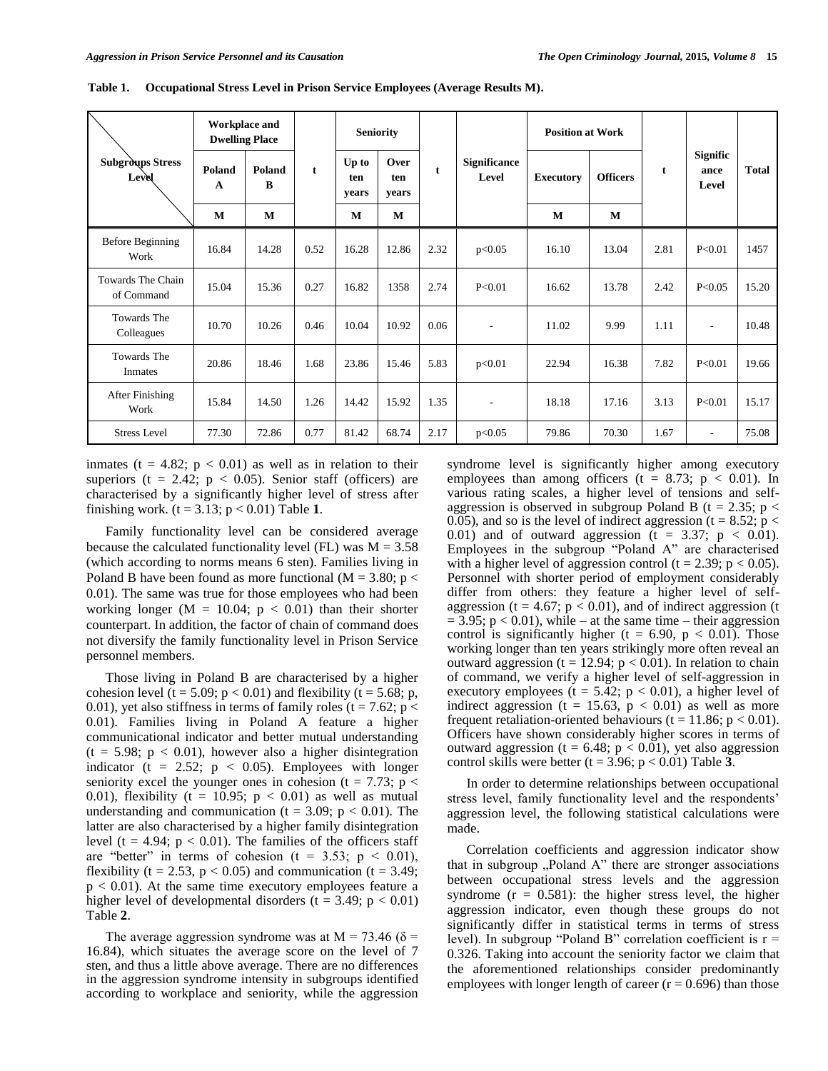**Table 1. Occupational Stress Level in Prison Service Employees (Average Results M).**

| Subgroups Stress Level | Workplace and Dwelling Place | | t | Seniority | | t | Significance Level | Position at Work | | t | Significance Level | Total |
|---|---|---|---|---|---|---|---|---|---|---|---|---|
| | Poland A | Poland B | | Up to ten years | Over ten years | | | Executory | Officers | | | |
| | M | M | | M | M | | | M | M | | | |
| Before Beginning Work | 16.84 | 14.28 | 0.52 | 16.28 | 12.86 | 2.32 | p<0.05 | 16.10 | 13.04 | 2.81 | P<0.01 | 1457 |
| Towards The Chain of Command | 15.04 | 15.36 | 0.27 | 16.82 | 1358 | 2.74 | P<0.01 | 16.62 | 13.78 | 2.42 | P<0.05 | 15.20 |
| Towards The Colleagues | 10.70 | 10.26 | 0.46 | 10.04 | 10.92 | 0.06 | - | 11.02 | 9.99 | 1.11 | - | 10.48 |
| Towards The Inmates | 20.86 | 18.46 | 1.68 | 23.86 | 15.46 | 5.83 | p<0.01 | 22.94 | 16.38 | 7.82 | P<0.01 | 19.66 |
| After Finishing Work | 15.84 | 14.50 | 1.26 | 14.42 | 15.92 | 1.35 | - | 18.18 | 17.16 | 3.13 | P<0.01 | 15.17 |
| Stress Level | 77.30 | 72.86 | 0.77 | 81.42 | 68.74 | 2.17 | p<0.05 | 79.86 | 70.30 | 1.67 | - | 75.08 |

inmates ($t = 4.82$; $p < 0.01$) as well as in relation to their superiors ($t = 2.42$; $p < 0.05$). Senior staff (officers) are characterised by a significantly higher level of stress after finishing work. ($t = 3.13$; $p < 0.01$) Table **1**.

Family functionality level can be considered average because the calculated functionality level (FL) was $M = 3.58$ (which according to norms means 6 sten). Families living in Poland B have been found as more functional ($M = 3.80$; $p < 0.01$). The same was true for those employees who had been working longer ($M = 10.04$; $p < 0.01$) than their shorter counterpart. In addition, the factor of chain of command does not diversify the family functionality level in Prison Service personnel members.

Those living in Poland B are characterised by a higher cohesion level ($t = 5.09$; $p < 0.01$) and flexibility ($t = 5.68$; p, 0.01), yet also stiffness in terms of family roles ($t = 7.62$; $p < 0.01$). Families living in Poland A feature a higher communicational indicator and better mutual understanding ($t = 5.98$; $p < 0.01$), however also a higher disintegration indicator ($t = 2.52$; $p < 0.05$). Employees with longer seniority excel the younger ones in cohesion ($t = 7.73$; $p < 0.01$), flexibility ($t = 10.95$; $p < 0.01$) as well as mutual understanding and communication ($t = 3.09$; $p < 0.01$). The latter are also characterised by a higher family disintegration level ($t = 4.94$; $p < 0.01$). The families of the officers staff are "better" in terms of cohesion ($t = 3.53$; $p < 0.01$), flexibility ($t = 2.53$, $p < 0.05$) and communication ($t = 3.49$; $p < 0.01$). At the same time executory employees feature a higher level of developmental disorders ($t = 3.49$; $p < 0.01$) Table **2**.

The average aggression syndrome was at $M = 73.46$ ($\delta = 16.84$), which situates the average score on the level of 7 sten, and thus a little above average. There are no differences in the aggression syndrome intensity in subgroups identified according to workplace and seniority, while the aggression syndrome level is significantly higher among executory employees than among officers ($t = 8.73$; $p < 0.01$). In various rating scales, a higher level of tensions and self-aggression is observed in subgroup Poland B ($t = 2.35$; $p < 0.05$), and so is the level of indirect aggression ($t = 8.52$; $p < 0.01$) and of outward aggression ($t = 3.37$; $p < 0.01$). Employees in the subgroup "Poland A" are characterised with a higher level of aggression control ($t = 2.39$; $p < 0.05$). Personnel with shorter period of employment considerably differ from others: they feature a higher level of self-aggression ($t = 4.67$; $p < 0.01$), and of indirect aggression ($t = 3.95$; $p < 0.01$), while – at the same time – their aggression control is significantly higher ($t = 6.90$, $p < 0.01$). Those working longer than ten years strikingly more often reveal an outward aggression ($t = 12.94$; $p < 0.01$). In relation to chain of command, we verify a higher level of self-aggression in executory employees ($t = 5.42$; $p < 0.01$), a higher level of indirect aggression ($t = 15.63$, $p < 0.01$) as well as more frequent retaliation-oriented behaviours ($t = 11.86$; $p < 0.01$). Officers have shown considerably higher scores in terms of outward aggression ($t = 6.48$; $p < 0.01$), yet also aggression control skills were better ($t = 3.96$; $p < 0.01$) Table **3**.

In order to determine relationships between occupational stress level, family functionality level and the respondents' aggression level, the following statistical calculations were made.

Correlation coefficients and aggression indicator show that in subgroup „Poland A" there are stronger associations between occupational stress levels and the aggression syndrome ($r = 0.581$): the higher stress level, the higher aggression indicator, even though these groups do not significantly differ in statistical terms in terms of stress level). In subgroup "Poland B" correlation coefficient is $r = 0.326$. Taking into account the seniority factor we claim that the aforementioned relationships consider predominantly employees with longer length of career ($r = 0.696$) than those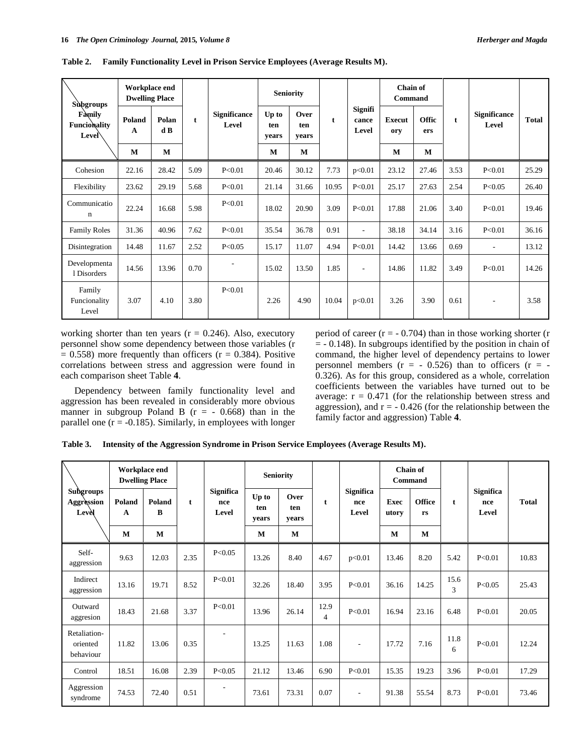**Table 2. Family Functionality Level in Prison Service Employees (Average Results M).**

| Subgroups / Family Funcionality Level | Workplace end Dwelling Place | | t | Significance Level | Seniority | | t | Significance Level | Chain of Command | | t | Significance Level | Total |
|---|---|---|---|---|---|---|---|---|---|---|---|---|---|
| | Poland A | Poland B | | | Up to ten years | Over ten years | | | Executory | Officers | | | |
| | M | M | | | M | M | | | M | M | | | |
| Cohesion | 22.16 | 28.42 | 5.09 | P<0.01 | 20.46 | 30.12 | 7.73 | p<0.01 | 23.12 | 27.46 | 3.53 | P<0.01 | 25.29 |
| Flexibility | 23.62 | 29.19 | 5.68 | P<0.01 | 21.14 | 31.66 | 10.95 | P<0.01 | 25.17 | 27.63 | 2.54 | P<0.05 | 26.40 |
| Communication | 22.24 | 16.68 | 5.98 | P<0.01 | 18.02 | 20.90 | 3.09 | P<0.01 | 17.88 | 21.06 | 3.40 | P<0.01 | 19.46 |
| Family Roles | 31.36 | 40.96 | 7.62 | P<0.01 | 35.54 | 36.78 | 0.91 | - | 38.18 | 34.14 | 3.16 | P<0.01 | 36.16 |
| Disintegration | 14.48 | 11.67 | 2.52 | P<0.05 | 15.17 | 11.07 | 4.94 | P<0.01 | 14.42 | 13.66 | 0.69 | - | 13.12 |
| Developmental Disorders | 14.56 | 13.96 | 0.70 | - | 15.02 | 13.50 | 1.85 | - | 14.86 | 11.82 | 3.49 | P<0.01 | 14.26 |
| Family Funcionality Level | 3.07 | 4.10 | 3.80 | P<0.01 | 2.26 | 4.90 | 10.04 | p<0.01 | 3.26 | 3.90 | 0.61 | - | 3.58 |

working shorter than ten years (r = 0.246). Also, executory personnel show some dependency between those variables (r = 0.558) more frequently than officers (r = 0.384). Positive correlations between stress and aggression were found in each comparison sheet Table **4**.

Dependency between family functionality level and aggression has been revealed in considerably more obvious manner in subgroup Poland B (r = - 0.668) than in the parallel one (r = -0.185). Similarly, in employees with longer period of career (r = - 0.704) than in those working shorter (r = - 0.148). In subgroups identified by the position in chain of command, the higher level of dependency pertains to lower personnel members (r = - 0.526) than to officers (r = - 0.326). As for this group, considered as a whole, correlation coefficients between the variables have turned out to be average: r = 0.471 (for the relationship between stress and aggression), and r = - 0.426 (for the relationship between the family factor and aggression) Table **4**.

**Table 3. Intensity of the Aggression Syndrome in Prison Service Employees (Average Results M).**

| Subgroups / Aggression Level | Workplace end Dwelling Place | | t | Significance Level | Seniority | | t | Significance Level | Chain of Command | | t | Significance Level | Total |
|---|---|---|---|---|---|---|---|---|---|---|---|---|---|
| | Poland A | Poland B | | | Up to ten years | Over ten years | | | Executory | Officers | | | |
| | M | M | | | M | M | | | M | M | | | |
| Self-aggression | 9.63 | 12.03 | 2.35 | P<0.05 | 13.26 | 8.40 | 4.67 | p<0.01 | 13.46 | 8.20 | 5.42 | P<0.01 | 10.83 |
| Indirect aggression | 13.16 | 19.71 | 8.52 | P<0.01 | 32.26 | 18.40 | 3.95 | P<0.01 | 36.16 | 14.25 | 15.63 | P<0.05 | 25.43 |
| Outward aggresion | 18.43 | 21.68 | 3.37 | P<0.01 | 13.96 | 26.14 | 12.94 | P<0.01 | 16.94 | 23.16 | 6.48 | P<0.01 | 20.05 |
| Retaliation-oriented behaviour | 11.82 | 13.06 | 0.35 | - | 13.25 | 11.63 | 1.08 | - | 17.72 | 7.16 | 11.86 | P<0.01 | 12.24 |
| Control | 18.51 | 16.08 | 2.39 | P<0.05 | 21.12 | 13.46 | 6.90 | P<0.01 | 15.35 | 19.23 | 3.96 | P<0.01 | 17.29 |
| Aggression syndrome | 74.53 | 72.40 | 0.51 | - | 73.61 | 73.31 | 0.07 | - | 91.38 | 55.54 | 8.73 | P<0.01 | 73.46 |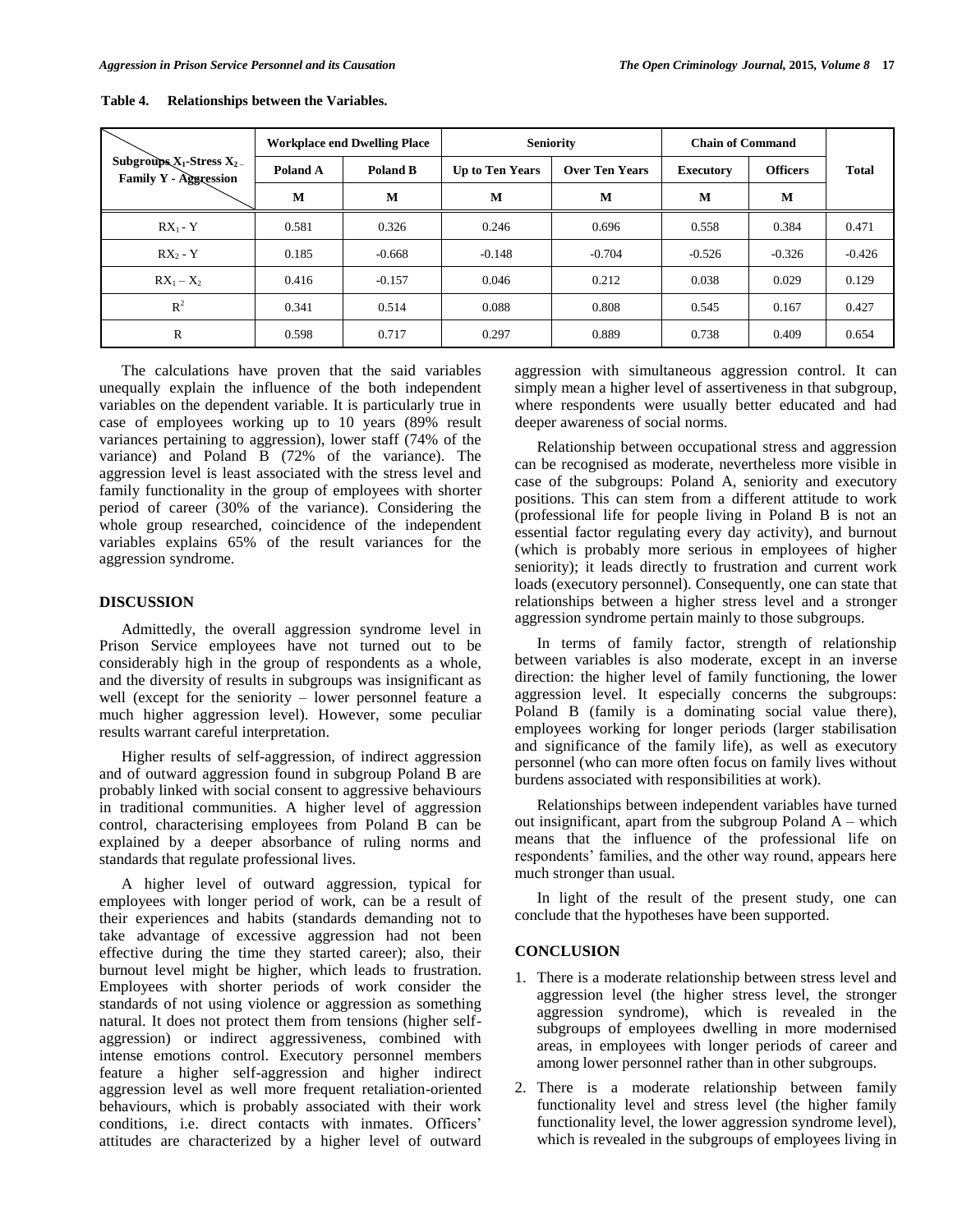**Table 4. Relationships between the Variables.**

| Subgroups $X_1$-Stress $X_2$ – Family Y - Aggression | Workplace end Dwelling Place | | Seniority | | Chain of Command | | Total |
|---|---|---|---|---|---|---|---|
| | Poland A | Poland B | Up to Ten Years | Over Ten Years | Executory | Officers | |
| | M | M | M | M | M | M | |
| $RX_1$ - Y | 0.581 | 0.326 | 0.246 | 0.696 | 0.558 | 0.384 | 0.471 |
| $RX_2$ - Y | 0.185 | -0.668 | -0.148 | -0.704 | -0.526 | -0.326 | -0.426 |
| $RX_1 – X_2$ | 0.416 | -0.157 | 0.046 | 0.212 | 0.038 | 0.029 | 0.129 |
| $R^2$ | 0.341 | 0.514 | 0.088 | 0.808 | 0.545 | 0.167 | 0.427 |
| R | 0.598 | 0.717 | 0.297 | 0.889 | 0.738 | 0.409 | 0.654 |

The calculations have proven that the said variables unequally explain the influence of the both independent variables on the dependent variable. It is particularly true in case of employees working up to 10 years (89% result variances pertaining to aggression), lower staff (74% of the variance) and Poland B (72% of the variance). The aggression level is least associated with the stress level and family functionality in the group of employees with shorter period of career (30% of the variance). Considering the whole group researched, coincidence of the independent variables explains 65% of the result variances for the aggression syndrome.

## DISCUSSION

Admittedly, the overall aggression syndrome level in Prison Service employees have not turned out to be considerably high in the group of respondents as a whole, and the diversity of results in subgroups was insignificant as well (except for the seniority – lower personnel feature a much higher aggression level). However, some peculiar results warrant careful interpretation.

Higher results of self-aggression, of indirect aggression and of outward aggression found in subgroup Poland B are probably linked with social consent to aggressive behaviours in traditional communities. A higher level of aggression control, characterising employees from Poland B can be explained by a deeper absorbance of ruling norms and standards that regulate professional lives.

A higher level of outward aggression, typical for employees with longer period of work, can be a result of their experiences and habits (standards demanding not to take advantage of excessive aggression had not been effective during the time they started career); also, their burnout level might be higher, which leads to frustration. Employees with shorter periods of work consider the standards of not using violence or aggression as something natural. It does not protect them from tensions (higher self-aggression) or indirect aggressiveness, combined with intense emotions control. Executory personnel members feature a higher self-aggression and higher indirect aggression level as well more frequent retaliation-oriented behaviours, which is probably associated with their work conditions, i.e. direct contacts with inmates. Officers' attitudes are characterized by a higher level of outward aggression with simultaneous aggression control. It can simply mean a higher level of assertiveness in that subgroup, where respondents were usually better educated and had deeper awareness of social norms.

Relationship between occupational stress and aggression can be recognised as moderate, nevertheless more visible in case of the subgroups: Poland A, seniority and executory positions. This can stem from a different attitude to work (professional life for people living in Poland B is not an essential factor regulating every day activity), and burnout (which is probably more serious in employees of higher seniority); it leads directly to frustration and current work loads (executory personnel). Consequently, one can state that relationships between a higher stress level and a stronger aggression syndrome pertain mainly to those subgroups.

In terms of family factor, strength of relationship between variables is also moderate, except in an inverse direction: the higher level of family functioning, the lower aggression level. It especially concerns the subgroups: Poland B (family is a dominating social value there), employees working for longer periods (larger stabilisation and significance of the family life), as well as executory personnel (who can more often focus on family lives without burdens associated with responsibilities at work).

Relationships between independent variables have turned out insignificant, apart from the subgroup Poland A – which means that the influence of the professional life on respondents' families, and the other way round, appears here much stronger than usual.

In light of the result of the present study, one can conclude that the hypotheses have been supported.

## CONCLUSION

1. There is a moderate relationship between stress level and aggression level (the higher stress level, the stronger aggression syndrome), which is revealed in the subgroups of employees dwelling in more modernised areas, in employees with longer periods of career and among lower personnel rather than in other subgroups.
2. There is a moderate relationship between family functionality level and stress level (the higher family functionality level, the lower aggression syndrome level), which is revealed in the subgroups of employees living in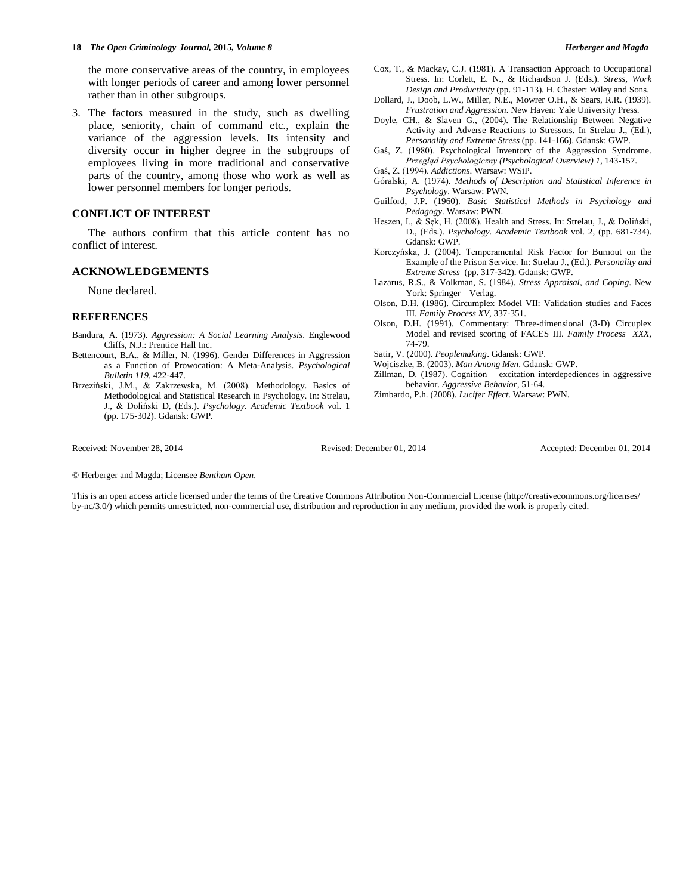the more conservative areas of the country, in employees with longer periods of career and among lower personnel rather than in other subgroups.

3. The factors measured in the study, such as dwelling place, seniority, chain of command etc., explain the variance of the aggression levels. Its intensity and diversity occur in higher degree in the subgroups of employees living in more traditional and conservative parts of the country, among those who work as well as lower personnel members for longer periods.

## CONFLICT OF INTEREST

The authors confirm that this article content has no conflict of interest.

## ACKNOWLEDGEMENTS

None declared.

## REFERENCES

Bandura, A. (1973). *Aggression: A Social Learning Analysis*. Englewood Cliffs, N.J.: Prentice Hall Inc.

Bettencourt, B.A., & Miller, N. (1996). Gender Differences in Aggression as a Function of Prowocation: A Meta-Analysis. *Psychological Bulletin 119*, 422-447.

Brzeziński, J.M., & Zakrzewska, M. (2008). Methodology. Basics of Methodological and Statistical Research in Psychology. In: Strelau, J., & Doliński D, (Eds.). *Psychology. Academic Textbook* vol. 1 (pp. 175-302). Gdansk: GWP.

Cox, T., & Mackay, C.J. (1981). A Transaction Approach to Occupational Stress. In: Corlett, E. N., & Richardson J. (Eds.). *Stress, Work Design and Productivity* (pp. 91-113). H. Chester: Wiley and Sons.

Dollard, J., Doob, L.W., Miller, N.E., Mowrer O.H., & Sears, R.R. (1939). *Frustration and Aggression*. New Haven: Yale University Press.

Doyle, CH., & Slaven G., (2004). The Relationship Between Negative Activity and Adverse Reactions to Stressors. In Strelau J., (Ed.), *Personality and Extreme Stress* (pp. 141-166). Gdansk: GWP.

Gaś, Z. (1980). Psychological Inventory of the Aggression Syndrome. *Przegląd Psychologiczny (Psychological Overview) 1*, 143-157.

Gaś, Z. (1994). *Addictions*. Warsaw: WSiP.

Góralski, A. (1974). *Methods of Description and Statistical Inference in Psychology*. Warsaw: PWN.

Guilford, J.P. (1960). *Basic Statistical Methods in Psychology and Pedagogy*. Warsaw: PWN.

Heszen, I., & Sęk, H. (2008). Health and Stress. In: Strelau, J., & Doliński, D., (Eds.). *Psychology. Academic Textbook* vol. 2, (pp. 681-734). Gdansk: GWP.

Korczyńska, J. (2004). Temperamental Risk Factor for Burnout on the Example of the Prison Service. In: Strelau J., (Ed.). *Personality and Extreme Stress* (pp. 317-342). Gdansk: GWP.

Lazarus, R.S., & Volkman, S. (1984). *Stress Appraisal, and Coping*. New York: Springer – Verlag.

Olson, D.H. (1986). Circumplex Model VII: Validation studies and Faces III. *Family Process XV*, 337-351.

Olson, D.H. (1991). Commentary: Three-dimensional (3-D) Circuplex Model and revised scoring of FACES III. *Family Process XXX*, 74-79.

Satir, V. (2000). *Peoplemaking*. Gdansk: GWP.

Wojciszke, B. (2003). *Man Among Men*. Gdansk: GWP.

Zillman, D. (1987). Cognition – excitation interdepediences in aggressive behavior. *Aggressive Behavior*, 51-64.

Zimbardo, P.h. (2008). *Lucifer Effect*. Warsaw: PWN.

Received: November 28, 2014 Revised: December 01, 2014 Accepted: December 01, 2014

© Herberger and Magda; Licensee *Bentham Open*.

This is an open access article licensed under the terms of the Creative Commons Attribution Non-Commercial License (http://creativecommons.org/licenses/by-nc/3.0/) which permits unrestricted, non-commercial use, distribution and reproduction in any medium, provided the work is properly cited.